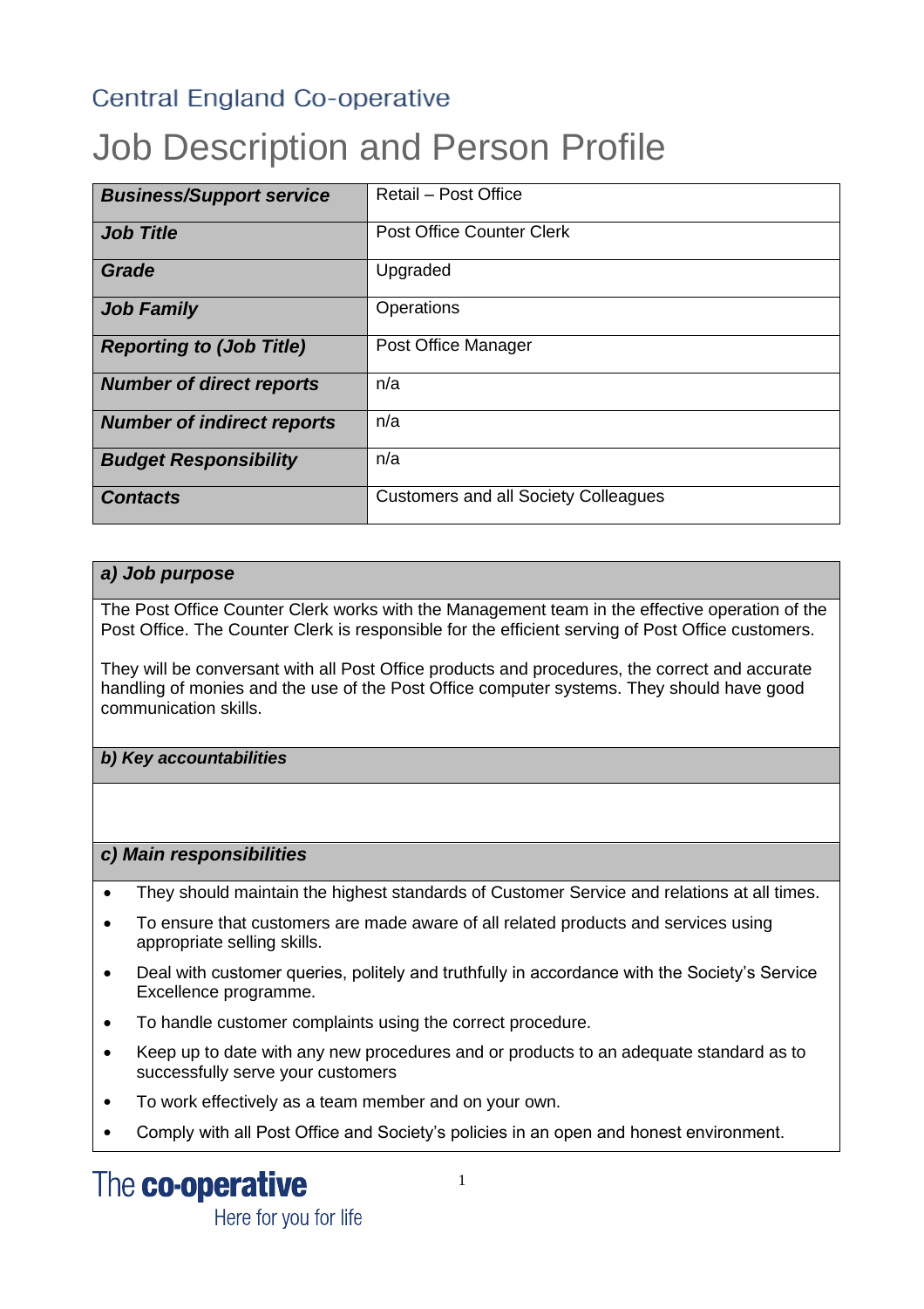Central England Co-operative

# Job Description and Person Profile

| | |
|---|---|
| ***Business/Support service*** | Retail – Post Office |
| ***Job Title*** | Post Office Counter Clerk |
| ***Grade*** | Upgraded |
| ***Job Family*** | Operations |
| ***Reporting to (Job Title)*** | Post Office Manager |
| ***Number of direct reports*** | n/a |
| ***Number of indirect reports*** | n/a |
| ***Budget Responsibility*** | n/a |
| ***Contacts*** | Customers and all Society Colleagues |

### *a) Job purpose*

The Post Office Counter Clerk works with the Management team in the effective operation of the Post Office. The Counter Clerk is responsible for the efficient serving of Post Office customers.

They will be conversant with all Post Office products and procedures, the correct and accurate handling of monies and the use of the Post Office computer systems. They should have good communication skills.

### *b) Key accountabilities*

### *c) Main responsibilities*

- They should maintain the highest standards of Customer Service and relations at all times.
- To ensure that customers are made aware of all related products and services using appropriate selling skills.
- Deal with customer queries, politely and truthfully in accordance with the Society's Service Excellence programme.
- To handle customer complaints using the correct procedure.
- Keep up to date with any new procedures and or products to an adequate standard as to successfully serve your customers
- To work effectively as a team member and on your own.
- Comply with all Post Office and Society's policies in an open and honest environment.

The co-operative
Here for you for life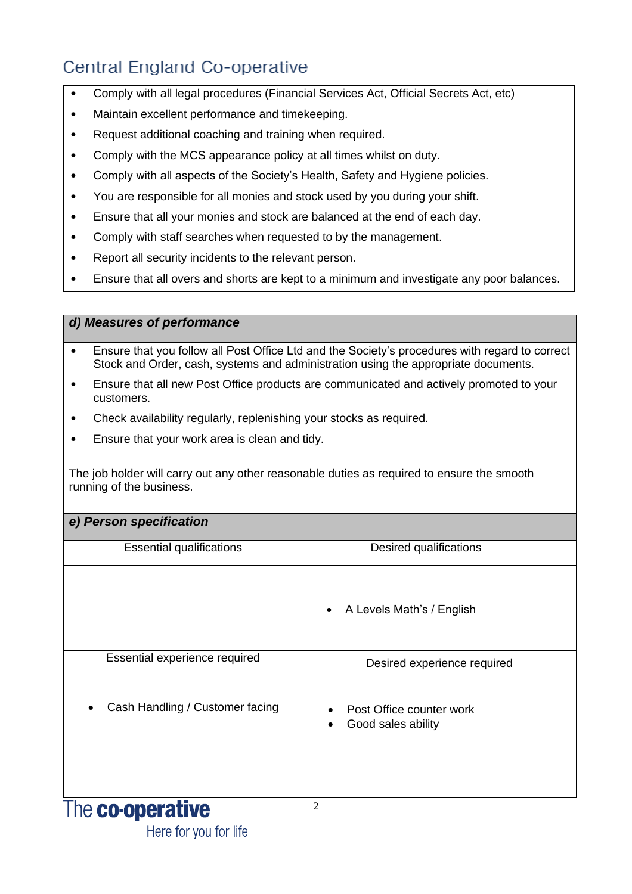- Comply with all legal procedures (Financial Services Act, Official Secrets Act, etc)
- Maintain excellent performance and timekeeping.
- Request additional coaching and training when required.
- Comply with the MCS appearance policy at all times whilst on duty.
- Comply with all aspects of the Society's Health, Safety and Hygiene policies.
- You are responsible for all monies and stock used by you during your shift.
- Ensure that all your monies and stock are balanced at the end of each day.
- Comply with staff searches when requested to by the management.
- Report all security incidents to the relevant person.
- Ensure that all overs and shorts are kept to a minimum and investigate any poor balances.

## *d) Measures of performance*

- Ensure that you follow all Post Office Ltd and the Society's procedures with regard to correct Stock and Order, cash, systems and administration using the appropriate documents.
- Ensure that all new Post Office products are communicated and actively promoted to your customers.
- Check availability regularly, replenishing your stocks as required.
- Ensure that your work area is clean and tidy.

The job holder will carry out any other reasonable duties as required to ensure the smooth running of the business.

## *e) Person specification*

| Essential qualifications | Desired qualifications |
|---|---|
| | • A Levels Math's / English |
| **Essential experience required** | **Desired experience required** |
| • Cash Handling / Customer facing | • Post Office counter work<br>• Good sales ability |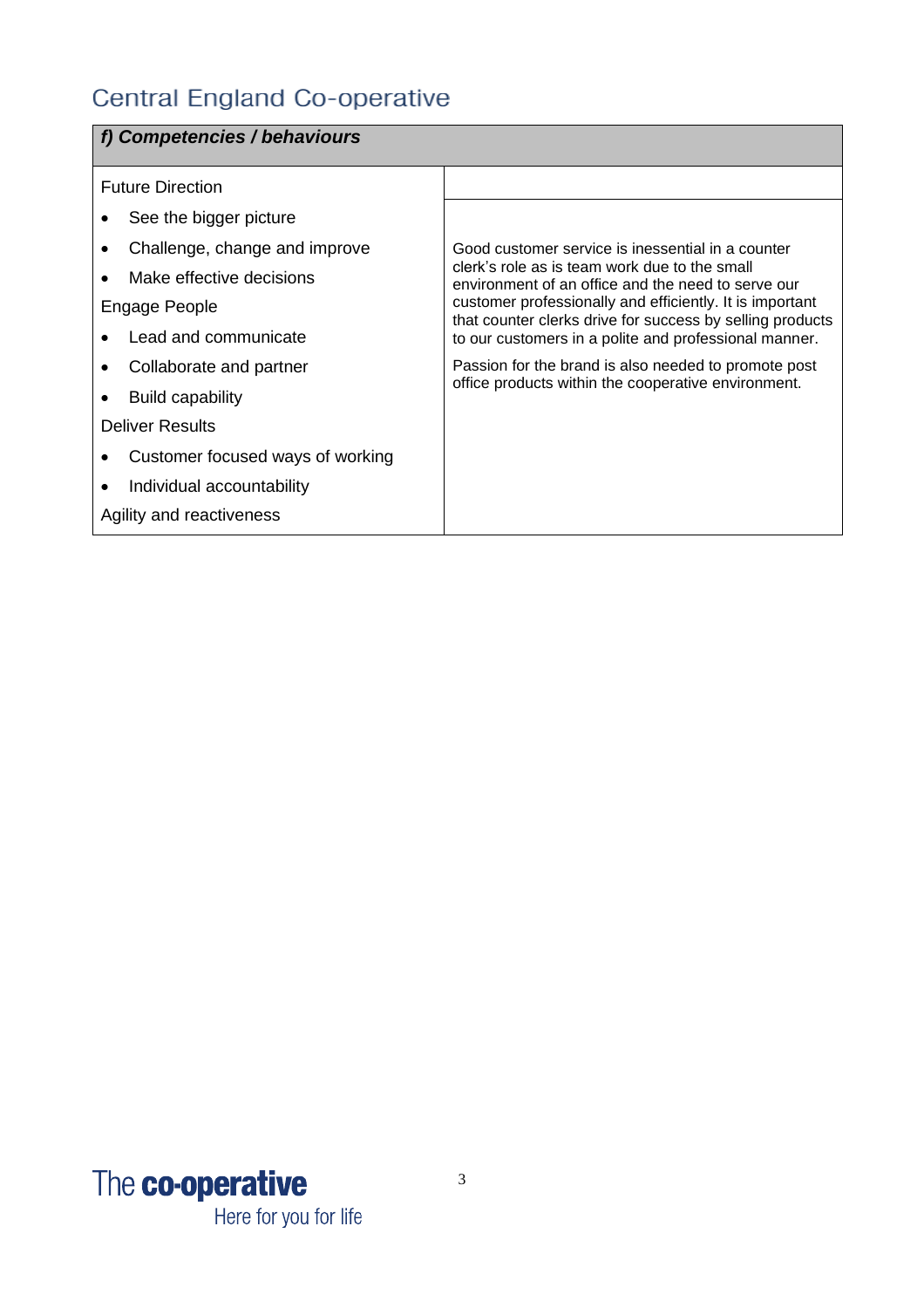# Central England Co-operative

| f) Competencies / behaviours | |
|---|---|
| Future Direction<br>• See the bigger picture<br>• Challenge, change and improve<br>• Make effective decisions<br>Engage People<br>• Lead and communicate<br>• Collaborate and partner<br>• Build capability<br>Deliver Results<br>• Customer focused ways of working<br>• Individual accountability<br>Agility and reactiveness | Good customer service is inessential in a counter clerk's role as is team work due to the small environment of an office and the need to serve our customer professionally and efficiently. It is important that counter clerks drive for success by selling products to our customers in a polite and professional manner.<br><br>Passion for the brand is also needed to promote post office products within the cooperative environment. |

The co-operative
Here for you for life